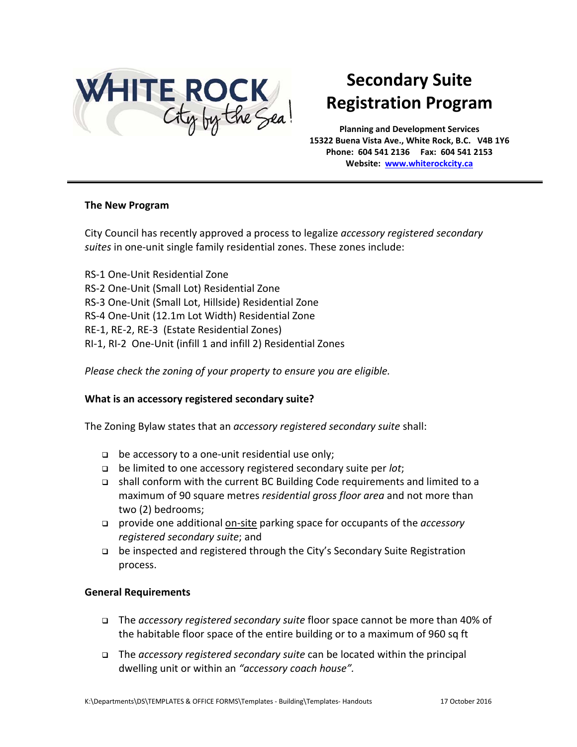WHITE ROCK City by the Sea!

# Secondary Suite Registration Program

**Planning and Development Services**
**15322 Buena Vista Ave., White Rock, B.C. V4B 1Y6**
**Phone: 604 541 2136 Fax: 604 541 2153**
**Website: www.whiterockcity.ca**

---

### The New Program

City Council has recently approved a process to legalize *accessory registered secondary suites* in one-unit single family residential zones. These zones include:

RS-1 One-Unit Residential Zone
RS-2 One-Unit (Small Lot) Residential Zone
RS-3 One-Unit (Small Lot, Hillside) Residential Zone
RS-4 One-Unit (12.1m Lot Width) Residential Zone
RE-1, RE-2, RE-3 (Estate Residential Zones)
RI-1, RI-2 One-Unit (infill 1 and infill 2) Residential Zones

*Please check the zoning of your property to ensure you are eligible.*

### What is an accessory registered secondary suite?

The Zoning Bylaw states that an *accessory registered secondary suite* shall:

- be accessory to a one-unit residential use only;
- be limited to one accessory registered secondary suite per *lot*;
- shall conform with the current BC Building Code requirements and limited to a maximum of 90 square metres *residential gross floor area* and not more than two (2) bedrooms;
- provide one additional on-site parking space for occupants of the *accessory registered secondary suite*; and
- be inspected and registered through the City's Secondary Suite Registration process.

### General Requirements

- The *accessory registered secondary suite* floor space cannot be more than 40% of the habitable floor space of the entire building or to a maximum of 960 sq ft
- The *accessory registered secondary suite* can be located within the principal dwelling unit or within an *"accessory coach house".*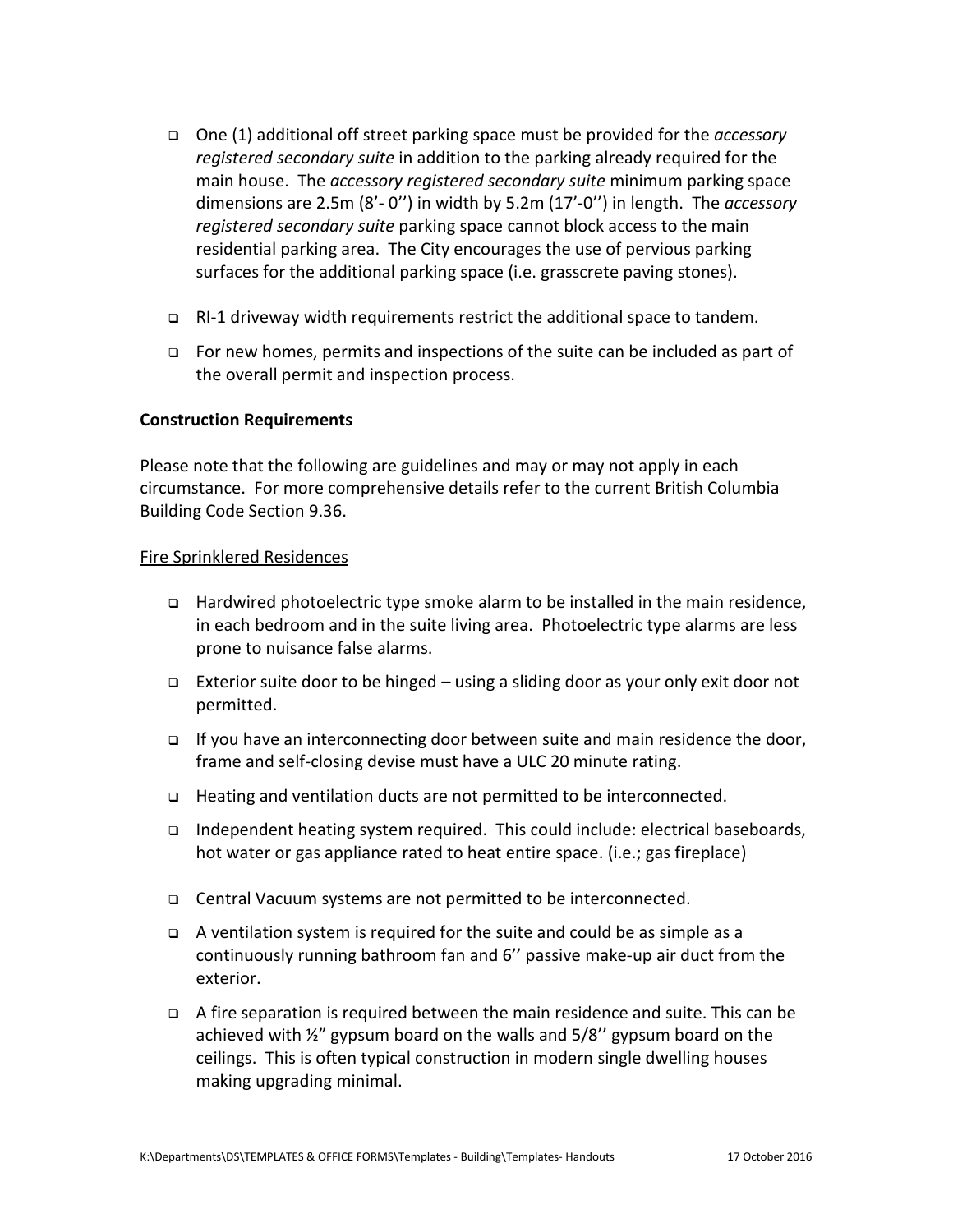- One (1) additional off street parking space must be provided for the *accessory registered secondary suite* in addition to the parking already required for the main house. The *accessory registered secondary suite* minimum parking space dimensions are 2.5m (8'- 0'') in width by 5.2m (17'-0'') in length. The *accessory registered secondary suite* parking space cannot block access to the main residential parking area. The City encourages the use of pervious parking surfaces for the additional parking space (i.e. grasscrete paving stones).

- RI-1 driveway width requirements restrict the additional space to tandem.

- For new homes, permits and inspections of the suite can be included as part of the overall permit and inspection process.

**Construction Requirements**

Please note that the following are guidelines and may or may not apply in each circumstance. For more comprehensive details refer to the current British Columbia Building Code Section 9.36.

Fire Sprinklered Residences

- Hardwired photoelectric type smoke alarm to be installed in the main residence, in each bedroom and in the suite living area. Photoelectric type alarms are less prone to nuisance false alarms.

- Exterior suite door to be hinged – using a sliding door as your only exit door not permitted.

- If you have an interconnecting door between suite and main residence the door, frame and self-closing devise must have a ULC 20 minute rating.

- Heating and ventilation ducts are not permitted to be interconnected.

- Independent heating system required. This could include: electrical baseboards, hot water or gas appliance rated to heat entire space. (i.e.; gas fireplace)

- Central Vacuum systems are not permitted to be interconnected.

- A ventilation system is required for the suite and could be as simple as a continuously running bathroom fan and 6'' passive make-up air duct from the exterior.

- A fire separation is required between the main residence and suite. This can be achieved with ½" gypsum board on the walls and 5/8'' gypsum board on the ceilings. This is often typical construction in modern single dwelling houses making upgrading minimal.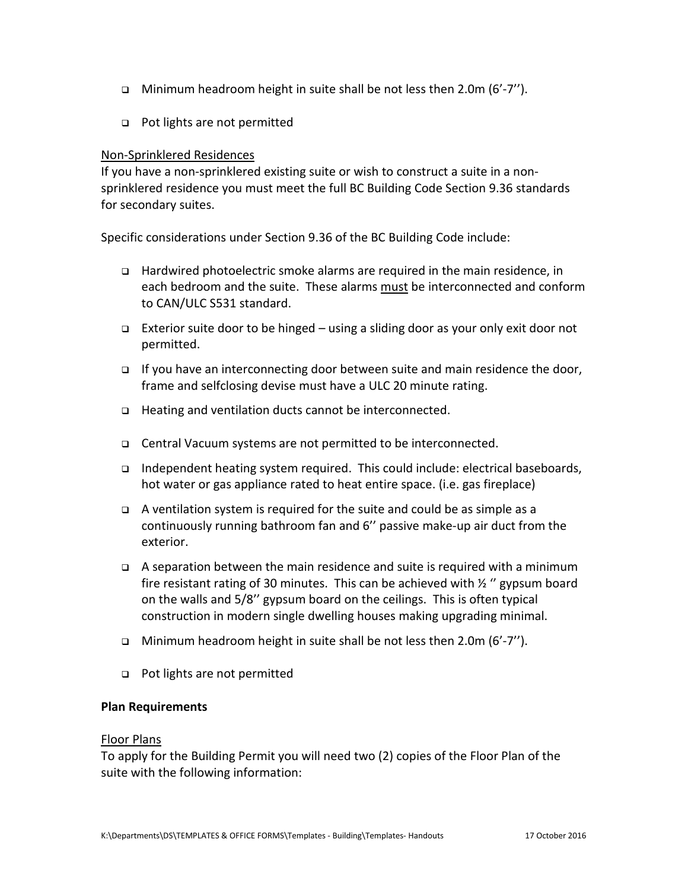- Minimum headroom height in suite shall be not less then 2.0m (6'-7'').
- Pot lights are not permitted

<u>Non-Sprinklered Residences</u>

If you have a non-sprinklered existing suite or wish to construct a suite in a non-sprinklered residence you must meet the full BC Building Code Section 9.36 standards for secondary suites.

Specific considerations under Section 9.36 of the BC Building Code include:

- Hardwired photoelectric smoke alarms are required in the main residence, in each bedroom and the suite. These alarms <u>must</u> be interconnected and conform to CAN/ULC S531 standard.
- Exterior suite door to be hinged – using a sliding door as your only exit door not permitted.
- If you have an interconnecting door between suite and main residence the door, frame and selfclosing devise must have a ULC 20 minute rating.
- Heating and ventilation ducts cannot be interconnected.
- Central Vacuum systems are not permitted to be interconnected.
- Independent heating system required. This could include: electrical baseboards, hot water or gas appliance rated to heat entire space. (i.e. gas fireplace)
- A ventilation system is required for the suite and could be as simple as a continuously running bathroom fan and 6'' passive make-up air duct from the exterior.
- A separation between the main residence and suite is required with a minimum fire resistant rating of 30 minutes. This can be achieved with ½ '' gypsum board on the walls and 5/8'' gypsum board on the ceilings. This is often typical construction in modern single dwelling houses making upgrading minimal.
- Minimum headroom height in suite shall be not less then 2.0m (6'-7'').
- Pot lights are not permitted

**Plan Requirements**

<u>Floor Plans</u>

To apply for the Building Permit you will need two (2) copies of the Floor Plan of the suite with the following information: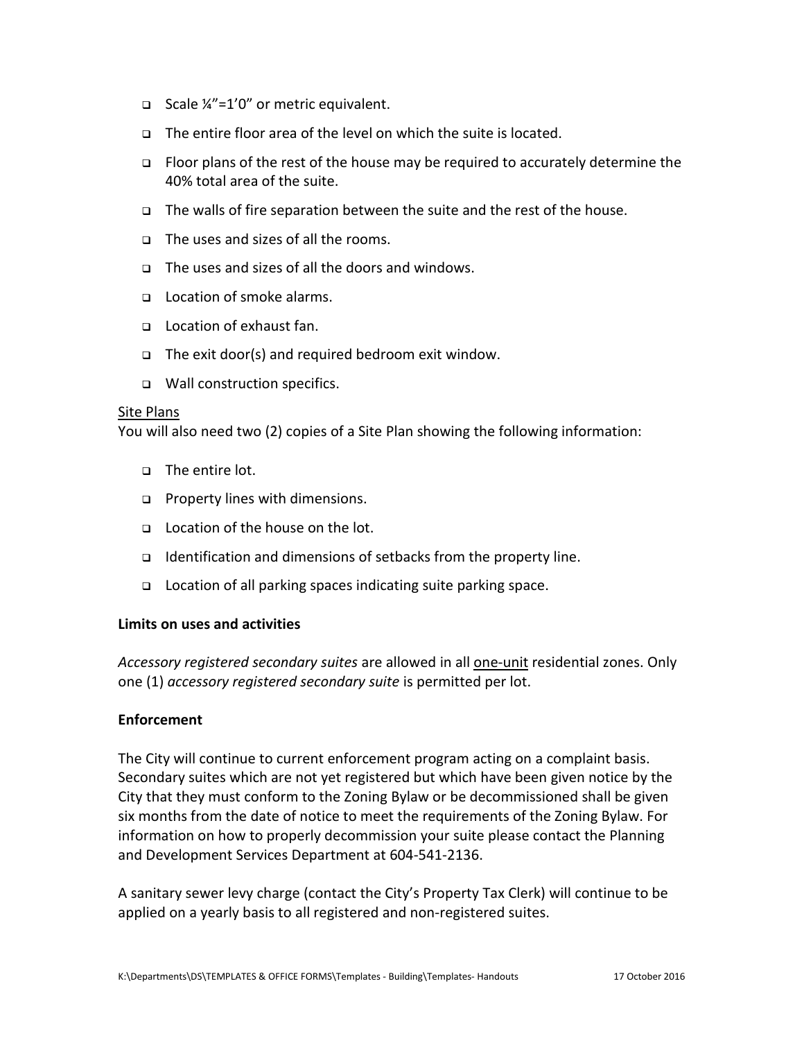- Scale ¼"=1'0" or metric equivalent.
- The entire floor area of the level on which the suite is located.
- Floor plans of the rest of the house may be required to accurately determine the 40% total area of the suite.
- The walls of fire separation between the suite and the rest of the house.
- The uses and sizes of all the rooms.
- The uses and sizes of all the doors and windows.
- Location of smoke alarms.
- Location of exhaust fan.
- The exit door(s) and required bedroom exit window.
- Wall construction specifics.

<u>Site Plans</u>

You will also need two (2) copies of a Site Plan showing the following information:

- The entire lot.
- Property lines with dimensions.
- Location of the house on the lot.
- Identification and dimensions of setbacks from the property line.
- Location of all parking spaces indicating suite parking space.

**Limits on uses and activities**

*Accessory registered secondary suites* are allowed in all <u>one-unit</u> residential zones. Only one (1) *accessory registered secondary suite* is permitted per lot.

**Enforcement**

The City will continue to current enforcement program acting on a complaint basis. Secondary suites which are not yet registered but which have been given notice by the City that they must conform to the Zoning Bylaw or be decommissioned shall be given six months from the date of notice to meet the requirements of the Zoning Bylaw. For information on how to properly decommission your suite please contact the Planning and Development Services Department at 604-541-2136.

A sanitary sewer levy charge (contact the City's Property Tax Clerk) will continue to be applied on a yearly basis to all registered and non-registered suites.